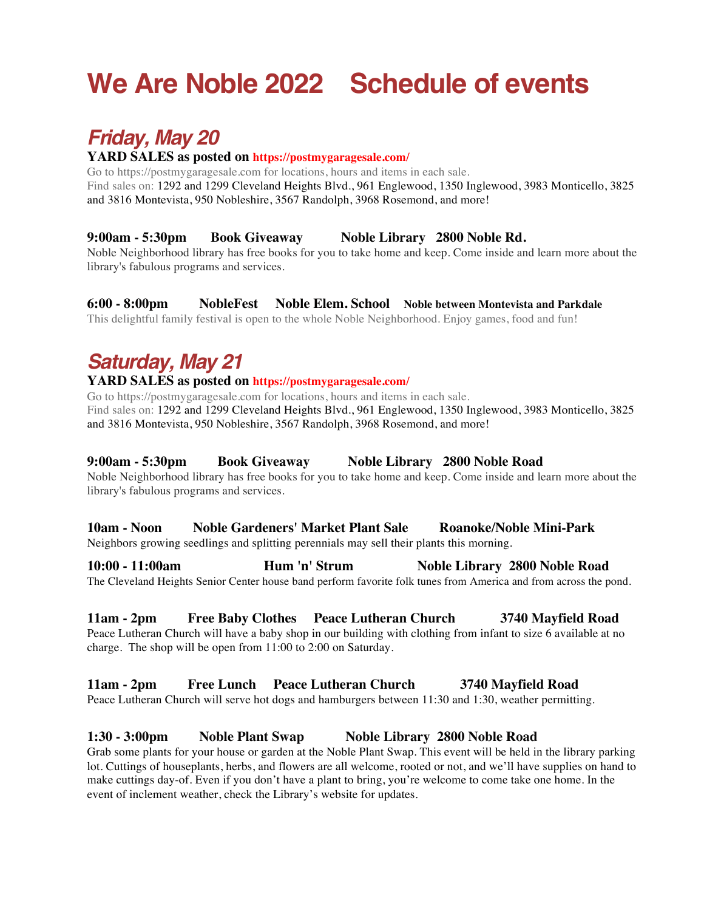# We Are Noble 2022 Schedule of events

## *Friday, May 20*

**YARD SALES as posted on https://postmygaragesale.com/**

Go to https://postmygaragesale.com for locations, hours and items in each sale.
Find sales on: 1292 and 1299 Cleveland Heights Blvd., 961 Englewood, 1350 Inglewood, 3983 Monticello, 3825 and 3816 Montevista, 950 Nobleshire, 3567 Randolph, 3968 Rosemond, and more!

**9:00am - 5:30pm Book Giveaway Noble Library 2800 Noble Rd.**

Noble Neighborhood library has free books for you to take home and keep. Come inside and learn more about the library's fabulous programs and services.

**6:00 - 8:00pm NobleFest Noble Elem. School Noble between Montevista and Parkdale**

This delightful family festival is open to the whole Noble Neighborhood. Enjoy games, food and fun!

## *Saturday, May 21*

**YARD SALES as posted on https://postmygaragesale.com/**

Go to https://postmygaragesale.com for locations, hours and items in each sale.
Find sales on: 1292 and 1299 Cleveland Heights Blvd., 961 Englewood, 1350 Inglewood, 3983 Monticello, 3825 and 3816 Montevista, 950 Nobleshire, 3567 Randolph, 3968 Rosemond, and more!

**9:00am - 5:30pm Book Giveaway Noble Library 2800 Noble Road**

Noble Neighborhood library has free books for you to take home and keep. Come inside and learn more about the library's fabulous programs and services.

**10am - Noon Noble Gardeners' Market Plant Sale Roanoke/Noble Mini-Park**

Neighbors growing seedlings and splitting perennials may sell their plants this morning.

**10:00 - 11:00am Hum 'n' Strum Noble Library 2800 Noble Road**

The Cleveland Heights Senior Center house band perform favorite folk tunes from America and from across the pond.

**11am - 2pm Free Baby Clothes Peace Lutheran Church 3740 Mayfield Road**

Peace Lutheran Church will have a baby shop in our building with clothing from infant to size 6 available at no charge. The shop will be open from 11:00 to 2:00 on Saturday.

**11am - 2pm Free Lunch Peace Lutheran Church 3740 Mayfield Road**

Peace Lutheran Church will serve hot dogs and hamburgers between 11:30 and 1:30, weather permitting.

**1:30 - 3:00pm Noble Plant Swap Noble Library 2800 Noble Road**

Grab some plants for your house or garden at the Noble Plant Swap. This event will be held in the library parking lot. Cuttings of houseplants, herbs, and flowers are all welcome, rooted or not, and we'll have supplies on hand to make cuttings day-of. Even if you don't have a plant to bring, you're welcome to come take one home. In the event of inclement weather, check the Library's website for updates.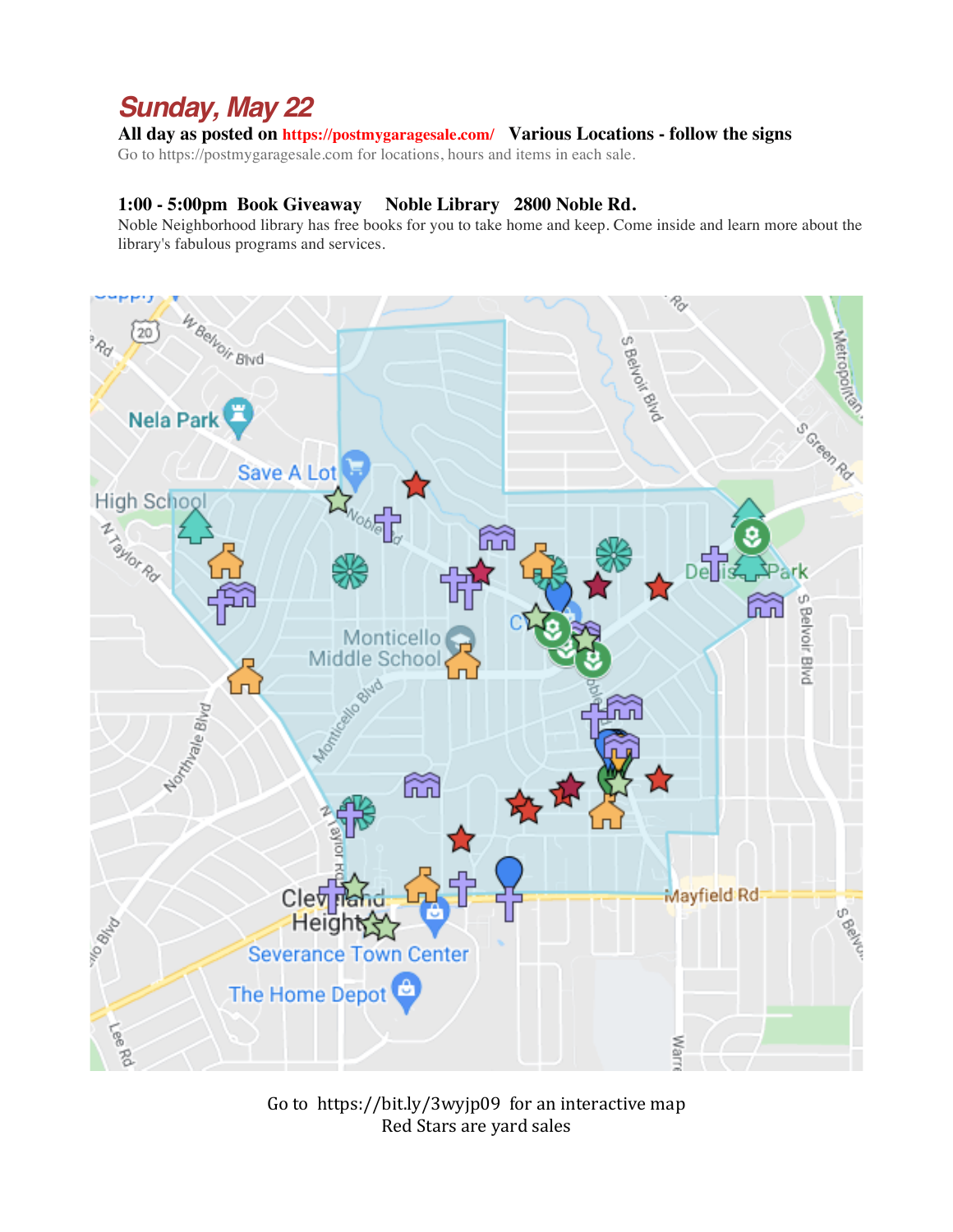# *Sunday, May 22*

**All day as posted on https://postmygaragesale.com/ Various Locations - follow the signs**

Go to https://postmygaragesale.com for locations, hours and items in each sale.

**1:00 - 5:00pm Book Giveaway Noble Library 2800 Noble Rd.**

Noble Neighborhood library has free books for you to take home and keep. Come inside and learn more about the library's fabulous programs and services.

Go to https://bit.ly/3wyjp09 for an interactive map

Red Stars are yard sales